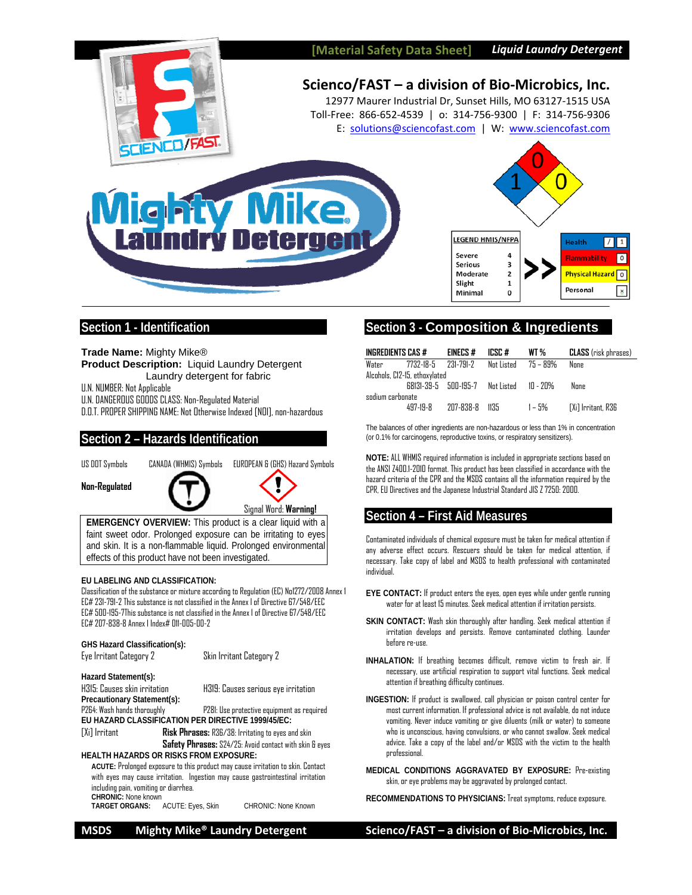[Material Safety Data Sheet] *Liquid Laundry Detergent*

# Scienco/FAST – a division of Bio-Microbics, Inc.

12977 Maurer Industrial Dr, Sunset Hills, MO 63127-1515 USA
Toll-Free: 866-652-4539 | o: 314-756-9300 | F: 314-756-9306
E: solutions@sciencofast.com | W: www.sciencofast.com

# Mighty Mike Laundry Detergent

NFPA: Health 1, Flammability 0, Reactivity 0

| LEGEND HMIS/NFPA | |
|---|---|
| Severe | 4 |
| Serious | 3 |
| Moderate | 2 |
| Slight | 1 |
| Minimal | 0 |

| HMIS | |
|---|---|
| Health | / 1 |
| Flammability | 0 |
| Physical Hazard | 0 |
| Personal | x |

## Section 1 - Identification

**Trade Name:** Mighty Mike®
**Product Description:** Liquid Laundry Detergent
Laundry detergent for fabric
U.N. NUMBER: Not Applicable
U.N. DANGEROUS GOODS CLASS: Non-Regulated Material
D.O.T. PROPER SHIPPING NAME: Not Otherwise Indexed [NOI], non-hazardous

## Section 2 – Hazards Identification

US DOT Symbols: **Non-Regulated**
CANADA (WHMIS) Symbols
EUROPEAN & (GHS) Hazard Symbols
Signal Word: **Warning!**

**EMERGENCY OVERVIEW:** This product is a clear liquid with a faint sweet odor. Prolonged exposure can be irritating to eyes and skin. It is a non-flammable liquid. Prolonged environmental effects of this product have not been investigated.

**EU LABELING AND CLASSIFICATION:**
Classification of the substance or mixture according to Regulation (EC) No1272/2008 Annex I
EC# 231-791-2 This substance is not classified in the Annex I of Directive 67/548/EEC
EC# 500-195-7This substance is not classified in the Annex I of Directive 67/548/EEC
EC# 207-838-8 Annex I Index# 011-005-00-2

**GHS Hazard Classification(s):**
Eye Irritant Category 2 Skin Irritant Category 2

**Hazard Statement(s):**
H315: Causes skin irritation H319: Causes serious eye irritation
**Precautionary Statement(s):**
P264: Wash hands thoroughly P281: Use protective equipment as required
**EU HAZARD CLASSIFICATION PER DIRECTIVE 1999/45/EC:**
[Xi] Irritant **Risk Phrases:** R36/38: Irritating to eyes and skin
**Safety Phrases:** S24/25: Avoid contact with skin & eyes
**HEALTH HAZARDS OR RISKS FROM EXPOSURE:**
**ACUTE:** Prolonged exposure to this product may cause irritation to skin. Contact with eyes may cause irritation. Ingestion may cause gastrointestinal irritation including pain, vomiting or diarrhea.
**CHRONIC:** None known
**TARGET ORGANS:** ACUTE: Eyes, Skin CHRONIC: None Known

## Section 3 - Composition & Ingredients

| INGREDIENTS | CAS # | EINECS # | ICSC # | WT % | CLASS (risk phrases) |
|---|---|---|---|---|---|
| Water | 7732-18-5 | 231-791-2 | Not Listed | 75 – 89% | None |
| Alcohols, C12-15, ethoxylated | 68131-39-5 | 500-195-7 | Not Listed | 10 - 20% | None |
| sodium carbonate | 497-19-8 | 207-838-8 | 1135 | 1 – 5% | [Xi] Irritant, R36 |

The balances of other ingredients are non-hazardous or less than 1% in concentration (or 0.1% for carcinogens, reproductive toxins, or respiratory sensitizers).

**NOTE:** ALL WHMIS required information is included in appropriate sections based on the ANSI Z400.1-2010 format. This product has been classified in accordance with the hazard criteria of the CPR and the MSDS contains all the information required by the CPR, EU Directives and the Japanese Industrial Standard JIS Z 7250: 2000.

## Section 4 – First Aid Measures

Contaminated individuals of chemical exposure must be taken for medical attention if any adverse effect occurs. Rescuers should be taken for medical attention, if necessary. Take copy of label and MSDS to health professional with contaminated individual.

**EYE CONTACT:** If product enters the eyes, open eyes while under gentle running water for at least 15 minutes. Seek medical attention if irritation persists.

**SKIN CONTACT:** Wash skin thoroughly after handling. Seek medical attention if irritation develops and persists. Remove contaminated clothing. Launder before re-use.

**INHALATION:** If breathing becomes difficult, remove victim to fresh air. If necessary, use artificial respiration to support vital functions. Seek medical attention if breathing difficulty continues.

**INGESTION:** If product is swallowed, call physician or poison control center for most current information. If professional advice is not available, do not induce vomiting. Never induce vomiting or give diluents (milk or water) to someone who is unconscious, having convulsions, or who cannot swallow. Seek medical advice. Take a copy of the label and/or MSDS with the victim to the health professional.

**MEDICAL CONDITIONS AGGRAVATED BY EXPOSURE:** Pre-existing skin, or eye problems may be aggravated by prolonged contact.

**RECOMMENDATIONS TO PHYSICIANS:** Treat symptoms, reduce exposure.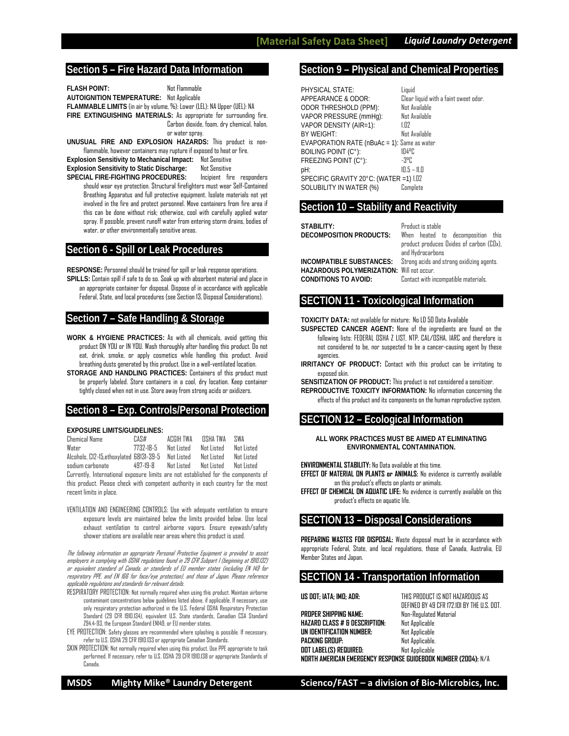## Section 5 – Fire Hazard Data Information

**FLASH POINT:** Not Flammable
**AUTOIGNITION TEMPERATURE:** Not Applicable
**FLAMMABLE LIMITS** (in air by volume, %): Lower (LEL): NA Upper (UEL): NA
**FIRE EXTINGUISHING MATERIALS:** As appropriate for surrounding fire. Carbon dioxide, foam, dry chemical, halon, or water spray.
**UNUSUAL FIRE AND EXPLOSION HAZARDS:** This product is non-flammable, however containers may rupture if exposed to heat or fire.
**Explosion Sensitivity to Mechanical Impact:** Not Sensitive
**Explosion Sensitivity to Static Discharge:** Not Sensitive
**SPECIAL FIRE-FIGHTING PROCEDURES:** Incipient fire responders should wear eye protection. Structural firefighters must wear Self-Contained Breathing Apparatus and full protective equipment. Isolate materials not yet involved in the fire and protect personnel. Move containers from fire area if this can be done without risk; otherwise, cool with carefully applied water spray. If possible, prevent runoff water from entering storm drains, bodies of water, or other environmentally sensitive areas.

## Section 6 - Spill or Leak Procedures

**RESPONSE:** Personnel should be trained for spill or leak response operations.
**SPILLS:** Contain spill if safe to do so. Soak up with absorbent material and place in an appropriate container for disposal. Dispose of in accordance with applicable Federal, State, and local procedures (see Section 13, Disposal Considerations).

## Section 7 – Safe Handling & Storage

**WORK & HYGIENE PRACTICES:** As with all chemicals, avoid getting this product ON YOU or IN YOU. Wash thoroughly after handling this product. Do not eat, drink, smoke, or apply cosmetics while handling this product. Avoid breathing dusts generated by this product. Use in a well-ventilated location.
**STORAGE AND HANDLING PRACTICES:** Containers of this product must be properly labeled. Store containers in a cool, dry location. Keep container tightly closed when not in use. Store away from strong acids or oxidizers.

## Section 8 – Exp. Controls/Personal Protection

**EXPOSURE LIMITS/GUIDELINES:**

| Chemical Name | CAS# | ACGIH TWA | OSHA TWA | SWA |
|---|---|---|---|---|
| Water | 7732-18-5 | Not Listed | Not Listed | Not Listed |
| Alcohols, C12-15,ethoxylated | 68131-39-5 | Not Listed | Not Listed | Not Listed |
| sodium carbonate | 497-19-8 | Not Listed | Not Listed | Not Listed |

Currently, International exposure limits are not established for the components of this product. Please check with competent authority in each country for the most recent limits in place.

VENTILATION AND ENGINEERING CONTROLS: Use with adequate ventilation to ensure exposure levels are maintained below the limits provided below. Use local exhaust ventilation to control airborne vapors. Ensure eyewash/safety shower stations are available near areas where this product is used.

*The following information on appropriate Personal Protective Equipment is provided to assist employers in complying with OSHA regulations found in 29 CFR Subpart I (beginning at 1910.132) or equivalent standard of Canada, or standards of EU member states (including EN 149 for respiratory PPE, and EN 166 for face/eye protection), and those of Japan. Please reference applicable regulations and standards for relevant details.*

RESPIRATORY PROTECTION: Not normally required when using this product. Maintain airborne contaminant concentrations below guidelines listed above, if applicable. If necessary, use only respiratory protection authorized in the U.S. Federal OSHA Respiratory Protection Standard (29 CFR 1910.134), equivalent U.S. State standards, Canadian CSA Standard Z94.4-93, the European Standard EN149, or EU member states.

EYE PROTECTION: Safety glasses are recommended where splashing is possible. If necessary, refer to U.S. OSHA 29 CFR 1910.133 or appropriate Canadian Standards.

SKIN PROTECTION: Not normally required when using this product. Use PPE appropriate to task performed. If necessary, refer to U.S. OSHA 29 CFR 1910.138 or appropriate Standards of Canada.

## Section 9 – Physical and Chemical Properties

PHYSICAL STATE: Liquid
APPEARANCE & ODOR: Clear liquid with a faint sweet odor.
ODOR THRESHOLD (PPM): Not Available
VAPOR PRESSURE (mmHg): Not Available
VAPOR DENSITY (AIR=1): 1.02
BY WEIGHT: Not Available
EVAPORATION RATE (nBuAc = 1): Same as water
BOILING POINT (C°): 104ºC
FREEZING POINT (C°): -3ºC
pH: 10.5 – 11.0
SPECIFIC GRAVITY 20°C: (WATER =1) 1.02
SOLUBILITY IN WATER (%) Complete

## Section 10 – Stability and Reactivity

**STABILITY:** Product is stable
**DECOMPOSITION PRODUCTS:** When heated to decomposition this product produces Oxides of carbon (COx), and Hydrocarbons
**INCOMPATIBLE SUBSTANCES:** Strong acids and strong oxidizing agents.
**HAZARDOUS POLYMERIZATION:** Will not occur.
**CONDITIONS TO AVOID:** Contact with incompatible materials.

## SECTION 11 - Toxicological Information

**TOXICITY DATA:** not available for mixture: No LD 50 Data Available
**SUSPECTED CANCER AGENT:** None of the ingredients are found on the following lists: FEDERAL OSHA Z LIST, NTP, CAL/OSHA, IARC and therefore is not considered to be, nor suspected to be a cancer-causing agent by these agencies.
**IRRITANCY OF PRODUCT:** Contact with this product can be irritating to exposed skin.
**SENSITIZATION OF PRODUCT:** This product is not considered a sensitizer.
**REPRODUCTIVE TOXICITY INFORMATION:** No information concerning the effects of this product and its components on the human reproductive system.

## SECTION 12 – Ecological Information

**ALL WORK PRACTICES MUST BE AIMED AT ELIMINATING ENVIRONMENTAL CONTAMINATION.**

**ENVIRONMENTAL STABILITY:** No Data available at this time.
**EFFECT OF MATERIAL ON PLANTS or ANIMALS:** No evidence is currently available on this product's effects on plants or animals.
**EFFECT OF CHEMICAL ON AQUATIC LIFE:** No evidence is currently available on this product's effects on aquatic life.

## SECTION 13 – Disposal Considerations

**PREPARING WASTES FOR DISPOSAL:** Waste disposal must be in accordance with appropriate Federal, State, and local regulations, those of Canada, Australia, EU Member States and Japan.

## SECTION 14 - Transportation Information

**US DOT; IATA; IMO; ADR:** THIS PRODUCT IS NOT HAZARDOUS AS DEFINED BY 49 CFR 172.101 BY THE U.S. DOT.
**PROPER SHIPPING NAME:** Non-Regulated Material
**HAZARD CLASS # & DESCRIPTION:** Not Applicable
**UN IDENTIFICATION NUMBER:** Not Applicable
**PACKING GROUP:** Not Applicable.
**DOT LABEL(S) REQUIRED:** Not Applicable
**NORTH AMERICAN EMERGENCY RESPONSE GUIDEBOOK NUMBER (2004):** N/A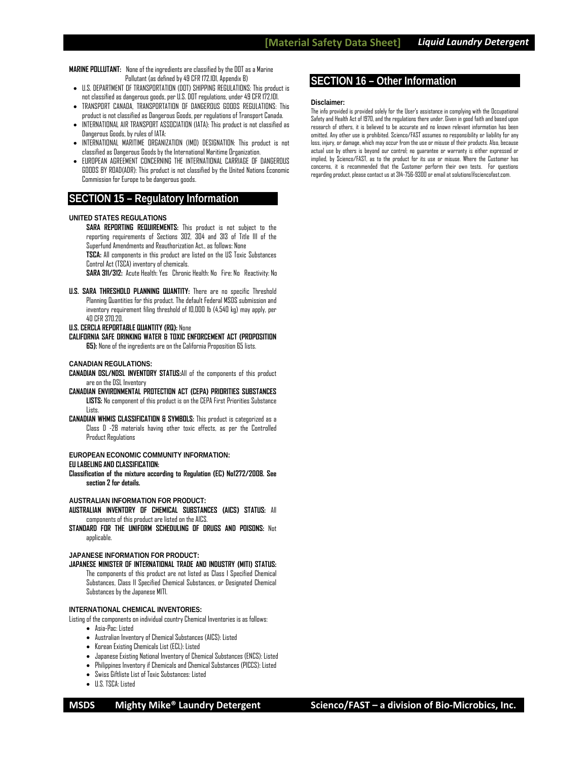**MARINE POLLUTANT:** None of the ingredients are classified by the DOT as a Marine Pollutant (as defined by 49 CFR 172.101, Appendix B)

- U.S. DEPARTMENT OF TRANSPORTATION (DOT) SHIPPING REGULATIONS: This product is not classified as dangerous goods, per U.S. DOT regulations, under 49 CFR 172.101.
- TRANSPORT CANADA, TRANSPORTATION OF DANGEROUS GOODS REGULATIONS: This product is not classified as Dangerous Goods, per regulations of Transport Canada.
- INTERNATIONAL AIR TRANSPORT ASSOCIATION (IATA): This product is not classified as Dangerous Goods, by rules of IATA:
- INTERNATIONAL MARITIME ORGANIZATION (IMO) DESIGNATION: This product is not classified as Dangerous Goods by the International Maritime Organization.
- EUROPEAN AGREEMENT CONCERNING THE INTERNATIONAL CARRIAGE OF DANGEROUS GOODS BY ROAD(ADR): This product is not classified by the United Nations Economic Commission for Europe to be dangerous goods.

## SECTION 15 – Regulatory Information

**UNITED STATES REGULATIONS**

**SARA REPORTING REQUIREMENTS:** This product is not subject to the reporting requirements of Sections 302, 304 and 313 of Title III of the Superfund Amendments and Reauthorization Act., as follows: None

**TSCA:** All components in this product are listed on the US Toxic Substances Control Act (TSCA) inventory of chemicals.

**SARA 311/312:** Acute Health: Yes Chronic Health: No Fire: No Reactivity: No

**U.S. SARA THRESHOLD PLANNING QUANTITY:** There are no specific Threshold Planning Quantities for this product. The default Federal MSDS submission and inventory requirement filing threshold of 10,000 lb (4,540 kg) may apply, per 40 CFR 370.20.

**U.S. CERCLA REPORTABLE QUANTITY (RQ):** None

**CALIFORNIA SAFE DRINKING WATER & TOXIC ENFORCEMENT ACT (PROPOSITION 65):** None of the ingredients are on the California Proposition 65 lists.

**CANADIAN REGULATIONS:**

**CANADIAN DSL/NDSL INVENTORY STATUS:** All of the components of this product are on the DSL Inventory

**CANADIAN ENVIRONMENTAL PROTECTION ACT (CEPA) PRIORITIES SUBSTANCES LISTS:** No component of this product is on the CEPA First Priorities Substance Lists.

**CANADIAN WHMIS CLASSIFICATION & SYMBOLS:** This product is categorized as a Class D -2B materials having other toxic effects, as per the Controlled Product Regulations

**EUROPEAN ECONOMIC COMMUNITY INFORMATION:**

**EU LABELING AND CLASSIFICATION:**

**Classification of the mixture according to Regulation (EC) No1272/2008. See section 2 for details.**

**AUSTRALIAN INFORMATION FOR PRODUCT:**

**AUSTRALIAN INVENTORY OF CHEMICAL SUBSTANCES (AICS) STATUS:** All components of this product are listed on the AICS.

**STANDARD FOR THE UNIFORM SCHEDULING OF DRUGS AND POISONS:** Not applicable.

**JAPANESE INFORMATION FOR PRODUCT:**

**JAPANESE MINISTER OF INTERNATIONAL TRADE AND INDUSTRY (MITI) STATUS:** The components of this product are not listed as Class I Specified Chemical Substances, Class II Specified Chemical Substances, or Designated Chemical Substances by the Japanese MITI.

**INTERNATIONAL CHEMICAL INVENTORIES:**

Listing of the components on individual country Chemical Inventories is as follows:

- Asia-Pac: Listed
- Australian Inventory of Chemical Substances (AICS): Listed
- Korean Existing Chemicals List (ECL): Listed
- Japanese Existing National Inventory of Chemical Substances (ENCS): Listed
- Philippines Inventory if Chemicals and Chemical Substances (PICCS): Listed
- Swiss Giftliste List of Toxic Substances: Listed
- U.S. TSCA: Listed

## SECTION 16 – Other Information

**Disclaimer:**

The info provided is provided solely for the User's assistance in complying with the Occupational Safety and Health Act of 1970, and the regulations there under. Given in good faith and based upon research of others, it is believed to be accurate and no known relevant information has been omitted. Any other use is prohibited. Scienco/FAST assumes no responsibility or liability for any loss, injury, or damage, which may occur from the use or misuse of their products. Also, because actual use by others is beyond our control; no guarantee or warranty is either expressed or implied, by Scienco/FAST, as to the product for its use or misuse. Where the Customer has concerns, it is recommended that the Customer perform their own tests. For questions regarding product, please contact us at 314-756-9300 or email at solutions@sciencofast.com.